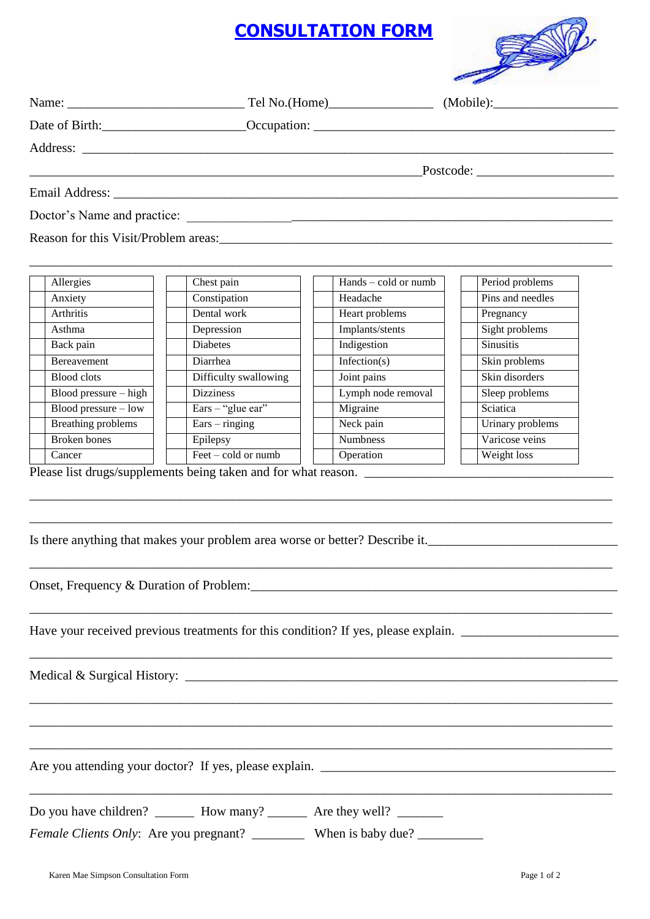# CONSULTATION FORM

Name: ___________________________ Tel No.(Home)________________ (Mobile):___________________

Date of Birth:_____________________Occupation: ______________________________________________

Address: ______________________________________________________________________________

____________________________________________________________Postcode: ____________________

Email Address: __________________________________________________________________________

Doctor's Name and practice: _______________________________________________________________

Reason for this Visit/Problem areas:_____________________________________________________________

_____________________________________________________________________________________

| | | | | | | | |
|---|---|---|---|---|---|---|---|
| | Allergies | | Chest pain | | Hands – cold or numb | | Period problems |
| | Anxiety | | Constipation | | Headache | | Pins and needles |
| | Arthritis | | Dental work | | Heart problems | | Pregnancy |
| | Asthma | | Depression | | Implants/stents | | Sight problems |
| | Back pain | | Diabetes | | Indigestion | | Sinusitis |
| | Bereavement | | Diarrhea | | Infection(s) | | Skin problems |
| | Blood clots | | Difficulty swallowing | | Joint pains | | Skin disorders |
| | Blood pressure – high | | Dizziness | | Lymph node removal | | Sleep problems |
| | Blood pressure – low | | Ears – "glue ear" | | Migraine | | Sciatica |
| | Breathing problems | | Ears – ringing | | Neck pain | | Urinary problems |
| | Broken bones | | Epilepsy | | Numbness | | Varicose veins |
| | Cancer | | Feet – cold or numb | | Operation | | Weight loss |

Please list drugs/supplements being taken and for what reason. ________________________________________

_____________________________________________________________________________________

_____________________________________________________________________________________

Is there anything that makes your problem area worse or better? Describe it.____________________________

_____________________________________________________________________________________

Onset, Frequency & Duration of Problem:_________________________________________________________

_____________________________________________________________________________________

Have your received previous treatments for this condition? If yes, please explain. ______________________

_____________________________________________________________________________________

Medical & Surgical History: ______________________________________________________________

_____________________________________________________________________________________

_____________________________________________________________________________________

_____________________________________________________________________________________

Are you attending your doctor? If yes, please explain. _________________________________________

_____________________________________________________________________________________

Do you have children? ______ How many? ______ Are they well? _______

*Female Clients Only*: Are you pregnant? ________ When is baby due? __________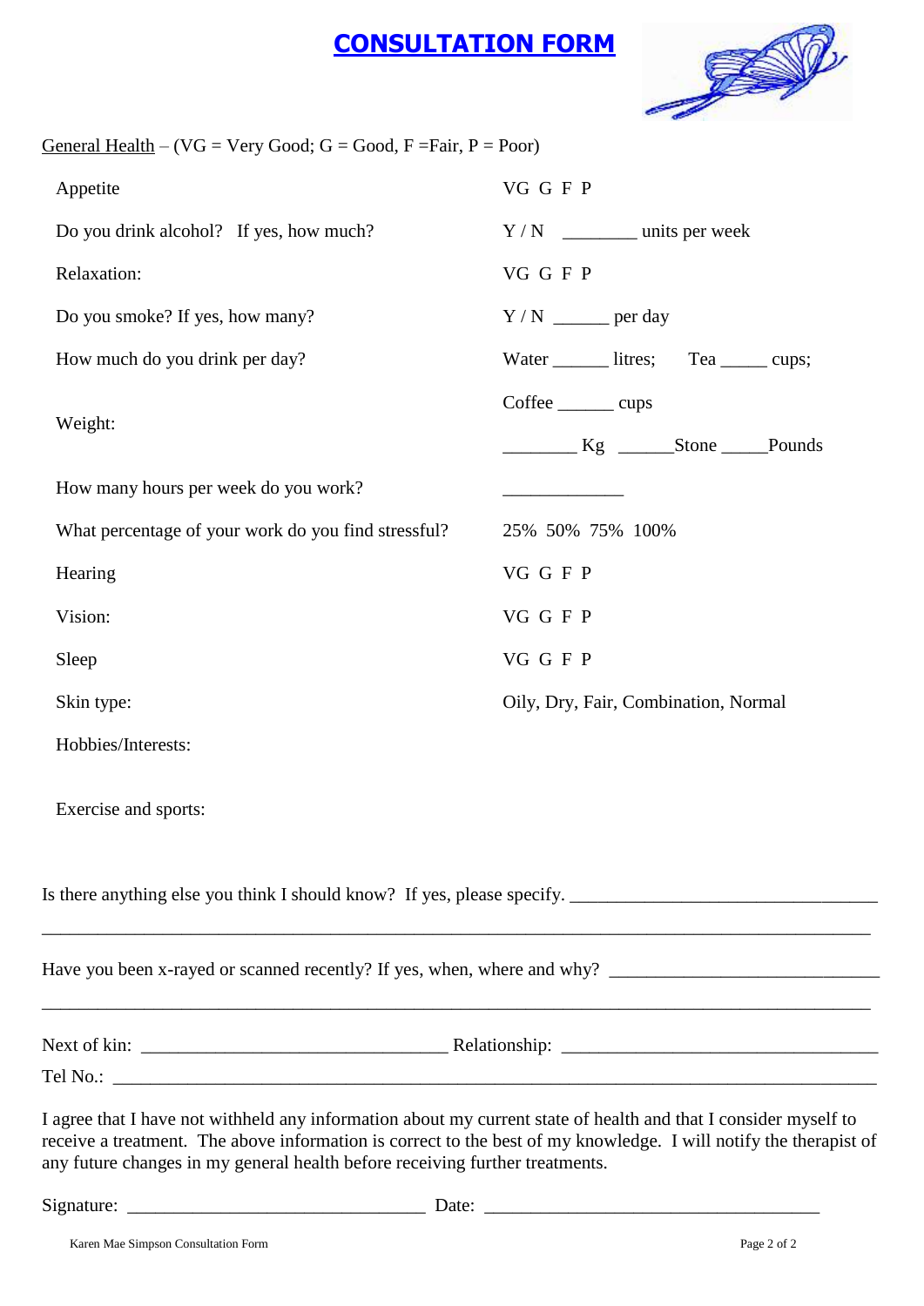# CONSULTATION FORM

General Health – (VG = Very Good; G = Good, F =Fair, P = Poor)

| | |
|---|---|
| Appetite | VG G F P |
| Do you drink alcohol? If yes, how much? | Y / N ________ units per week |
| Relaxation: | VG G F P |
| Do you smoke? If yes, how many? | Y / N ______ per day |
| How much do you drink per day? | Water ______ litres; Tea _____ cups; Coffee ______ cups |
| Weight: | ________ Kg ______Stone _____Pounds |
| How many hours per week do you work? | _____________ |
| What percentage of your work do you find stressful? | 25% 50% 75% 100% |
| Hearing | VG G F P |
| Vision: | VG G F P |
| Sleep | VG G F P |
| Skin type: | Oily, Dry, Fair, Combination, Normal |
| Hobbies/Interests: | |
| Exercise and sports: | |

Is there anything else you think I should know? If yes, please specify. _________________________________

___________________________________________________________________________________

Have you been x-rayed or scanned recently? If yes, when, where and why? _____________________________

___________________________________________________________________________________

Next of kin: _________________________________ Relationship: __________________________________

Tel No.: _________________________________________________________________________________

I agree that I have not withheld any information about my current state of health and that I consider myself to receive a treatment. The above information is correct to the best of my knowledge. I will notify the therapist of any future changes in my general health before receiving further treatments.

Signature: ________________________________ Date: ____________________________________

Karen Mae Simpson Consultation Form